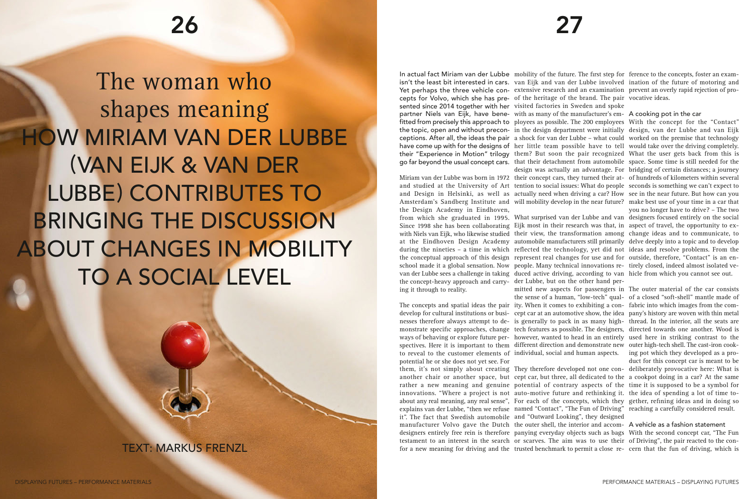# The woman who shapes meaning

## HOW MIRIAM VAN DER LUBBE (VAN EIJK & VAN DER LUBBE) CONTRIBUTES TO BRINGING THE DISCUSSION ABOUT CHANGES IN MOBILITY TO A SOCIAL LEVEL

TEXT: MARKUS FRENZL

**In actual fact Miriam van der Lubbe isn't the least bit interested in cars. Yet perhaps the three vehicle concepts for Volvo, which she has presented since 2014 together with her partner Niels van Eijk, have benefitted from precisely this approach to the topic, open and without preconceptions. After all, the ideas the pair have come up with for the designs of their "Experience in Motion" trilogy go far beyond the usual concept cars.**

Miriam van der Lubbe was born in 1972 and studied at the University of Art and Design in Helsinki, as well as Amsterdam's Sandberg Institute and the Design Academy in Eindhoven, from which she graduated in 1995. Since 1998 she has been collaborating with Niels van Eijk, who likewise studied at the Eindhoven Design Academy during the nineties – a time in which the conceptual approach of this design school made it a global sensation. Now van der Lubbe sees a challenge in taking the concept-heavy approach and carrying it through to reality.

The concepts and spatial ideas the pair develop for cultural institutions or businesses therefore always attempt to demonstrate specific approaches, change ways of behaving or explore future perspectives. Here it is important to them to reveal to the customer elements of potential he or she does not yet see. For them, it's not simply about creating another chair or another space, but rather a new meaning and genuine innovations. "Where a project is not about any real meaning, any real sense", explains van der Lubbe, "then we refuse it". The fact that Swedish automobile manufacturer Volvo gave the Dutch designers entirely free rein is therefore testament to an interest in the search for a new meaning for driving and the mobility of the future. The first step for van Eijk and van der Lubbe involved extensive research and an examination of the heritage of the brand. The pair visited factories in Sweden and spoke with as many of the manufacturer's employees as possible. The 200 employees in the design department were initially a shock for van der Lubbe – what could her little team possible have to tell them? But soon the pair recognized that their detachment from automobile design was actually an advantage. For their concept cars, they turned their attention to social issues: What do people actually need when driving a car? How will mobility develop in the near future?

What surprised van der Lubbe and van Eijk most in their research was that, in their view, the transformation among automobile manufacturers still primarily reflected the technology, yet did not represent real changes for use and for people. Many technical innovations reduced active driving, according to van der Lubbe, but on the other hand permitted new aspects for passengers in the sense of a human, "low-tech" quality. When it comes to exhibiting a concept car at an automotive show, the idea is generally to pack in as many high-tech features as possible. The designers, however, wanted to head in an entirely different direction and demonstrate new individual, social and human aspects.

They therefore developed not one concept car, but three, all dedicated to the potential of contrary aspects of the auto-motive future and rethinking it. For each of the concepts, which they named "Contact", "The Fun of Driving" and "Outward Looking", they designed the outer shell, the interior and accompanying everyday objects such as bags or scarves. The aim was to use their trusted benchmark to permit a close reference to the concepts, foster an examination of the future of motoring and prevent an overly rapid rejection of provocative ideas.

### A cooking pot in the car

With the concept for the "Contact" design, van der Lubbe and van Eijk worked on the premise that technology would take over the driving completely. What the user gets back from this is space. Some time is still needed for the bridging of certain distances; a journey of hundreds of kilometers within several seconds is something we can't expect to see in the near future. But how can you make best use of your time in a car that you no longer have to drive? – The two designers focused entirely on the social aspect of travel, the opportunity to exchange ideas and to communicate, to delve deeply into a topic and to develop ideas and resolve problems. From the outside, therefore, "Contact" is an entirely closed, indeed almost isolated vehicle from which you cannot see out.

The outer material of the car consists of a closed "soft-shell" mantle made of fabric into which images from the company's history are woven with thin metal thread. In the interior, all the seats are directed towards one another. Wood is used here in striking contrast to the outer high-tech shell. The cast-iron cooking pot which they developed as a product for this concept car is meant to be deliberately provocative here: What is a cookpot doing in a car? At the same time it is supposed to be a symbol for the idea of spending a lot of time together, refining ideas and in doing so reaching a carefully considered result.

### A vehicle as a fashion statement

With the second concept car, "The Fun of Driving", the pair reacted to the concern that the fun of driving, which is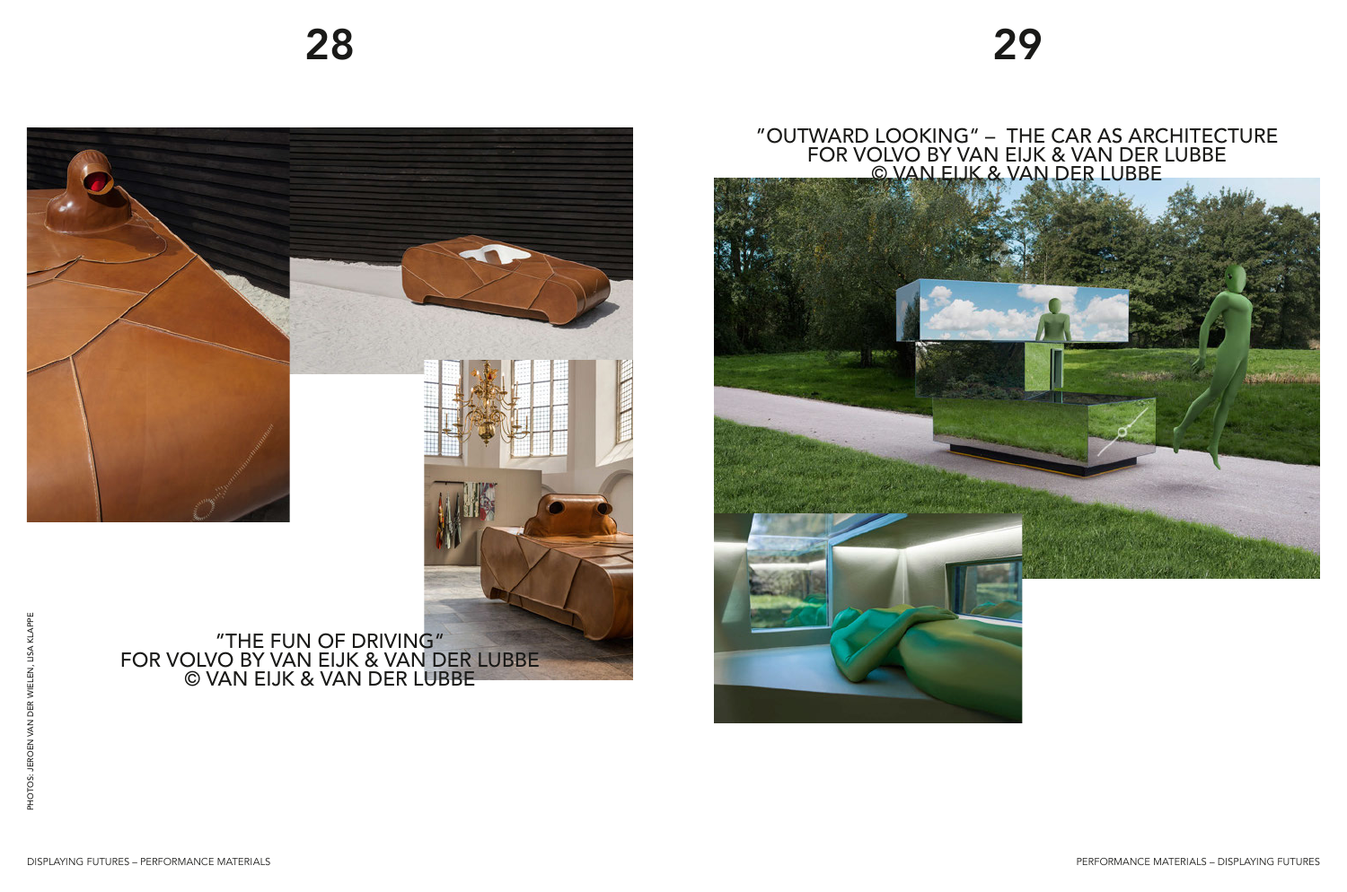"THE FUN OF DRIVING"
FOR VOLVO BY VAN EIJK & VAN DER LUBBE
© VAN EIJK & VAN DER LUBBE

PHOTOS: JEROEN VAN DER WIELEN, LISA KLAPPE

"OUTWARD LOOKING" – THE CAR AS ARCHITECTURE
FOR VOLVO BY VAN EIJK & VAN DER LUBBE
© VAN EIJK & VAN DER LUBBE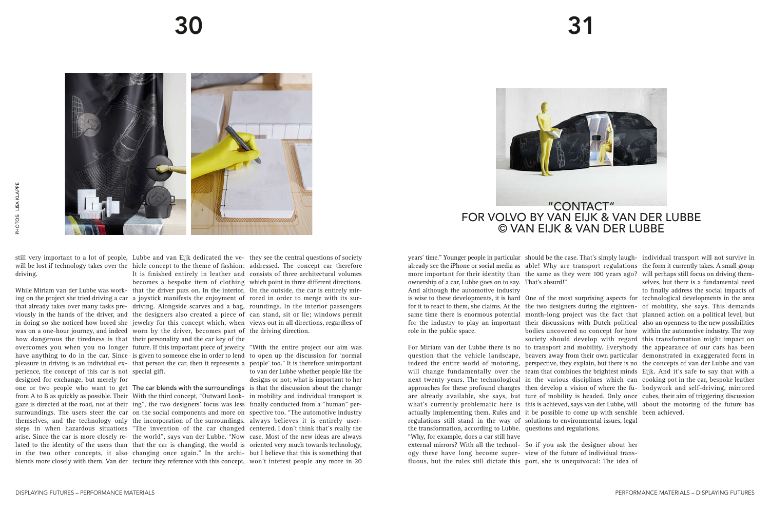PHOTOS: LISA KLAPPE

still very important to a lot of people, will be lost if technology takes over the driving.

While Miriam van der Lubbe was working on the project she tried driving a car that already takes over many tasks previously in the hands of the driver, and in doing so she noticed how bored she was on a one-hour journey, and indeed how dangerous the tiredness is that overcomes you when you no longer have anything to do in the car. Since pleasure in driving is an individual experience, the concept of this car is not designed for exchange, but merely for one or two people who want to get from A to B as quickly as possible. Their gaze is directed at the road, not at their surroundings. The users steer the car themselves, and the technology only steps in when hazardous situations arise. Since the car is more closely related to the identity of the users than in the two other concepts, it also blends more closely with them. Van der Lubbe and van Eijk dedicated the vehicle concept to the theme of fashion: It is finished entirely in leather and becomes a bespoke item of clothing that the driver puts on. In the interior, a joystick manifests the enjoyment of driving. Alongside scarves and a bag, the designers also created a piece of jewelry for this concept which, when worn by the driver, becomes part of their personality and the car key of the future. If this important piece of jewelry is given to someone else in order to lend that person the car, then it represents a special gift.

## The car blends with the surroundings

With the third concept, "Outward Looking", the two designers' focus was less on the social components and more on the incorporation of the surroundings. "The invention of the car changed the world", says van der Lubbe. "Now that the car is changing, the world is changing once again." In the architecture they reference with this concept, they see the central questions of society addressed. The concept car therefore consists of three architectural volumes which point in three different directions. On the outside, the car is entirely mirrored in order to merge with its surroundings. In the interior passengers can stand, sit or lie; windows permit views out in all directions, regardless of the driving direction.

"With the entire project our aim was to open up the discussion for 'normal people' too." It is therefore unimportant to van der Lubbe whether people like the designs or not; what is important to her is that the discussion about the change in mobility and individual transport is finally conducted from a "human" perspective too. "The automotive industry always believes it is entirely user-centered. I don't think that's really the case. Most of the new ideas are always oriented very much towards technology, but I believe that this is something that won't interest people any more in 20 years' time." Younger people in particular already see the iPhone or social media as more important for their identity than ownership of a car, Lubbe goes on to say. And although the automotive industry is wise to these developments, it is hard for it to react to them, she claims. At the same time there is enormous potential for the industry to play an important role in the public space.

"CONTACT"
FOR VOLVO BY VAN EIJK & VAN DER LUBBE
© VAN EIJK & VAN DER LUBBE

For Miriam van der Lubbe there is no question that the vehicle landscape, indeed the entire world of motoring, will change fundamentally over the next twenty years. The technological approaches for these profound changes are already available, she says, but what's currently problematic here is actually implementing them. Rules and regulations still stand in the way of the transformation, according to Lubbe. "Why, for example, does a car still have external mirrors? With all the technology these have long become superfluous, but the rules still dictate this should be the case. That's simply laughable! Why are transport regulations the same as they were 100 years ago? That's absurd!"

One of the most surprising aspects for the two designers during the eighteen-month-long project was the fact that their discussions with Dutch political bodies uncovered no concept for how society should develop with regard to transport and mobility. Everybody beavers away from their own particular perspective, they explain, but there is no team that combines the brightest minds in the various disciplines which can then develop a vision of where the future of mobility is headed. Only once this is achieved, says van der Lubbe, will it be possible to come up with sensible solutions to environmental issues, legal questions and regulations.

So if you ask the designer about her view of the future of individual transport, she is unequivocal: The idea of individual transport will not survive in the form it currently takes. A small group will perhaps still focus on driving themselves, but there is a fundamental need to finally address the social impacts of technological developments in the area of mobility, she says. This demands planned action on a political level, but also an openness to the new possibilities within the automotive industry. The way this transformation might impact on the appearance of our cars has been demonstrated in exaggerated form in the concepts of van der Lubbe and van Eijk. And it's safe to say that with a cooking pot in the car, bespoke leather bodywork and self-driving, mirrored cubes, their aim of triggering discussion about the motoring of the future has been achieved.